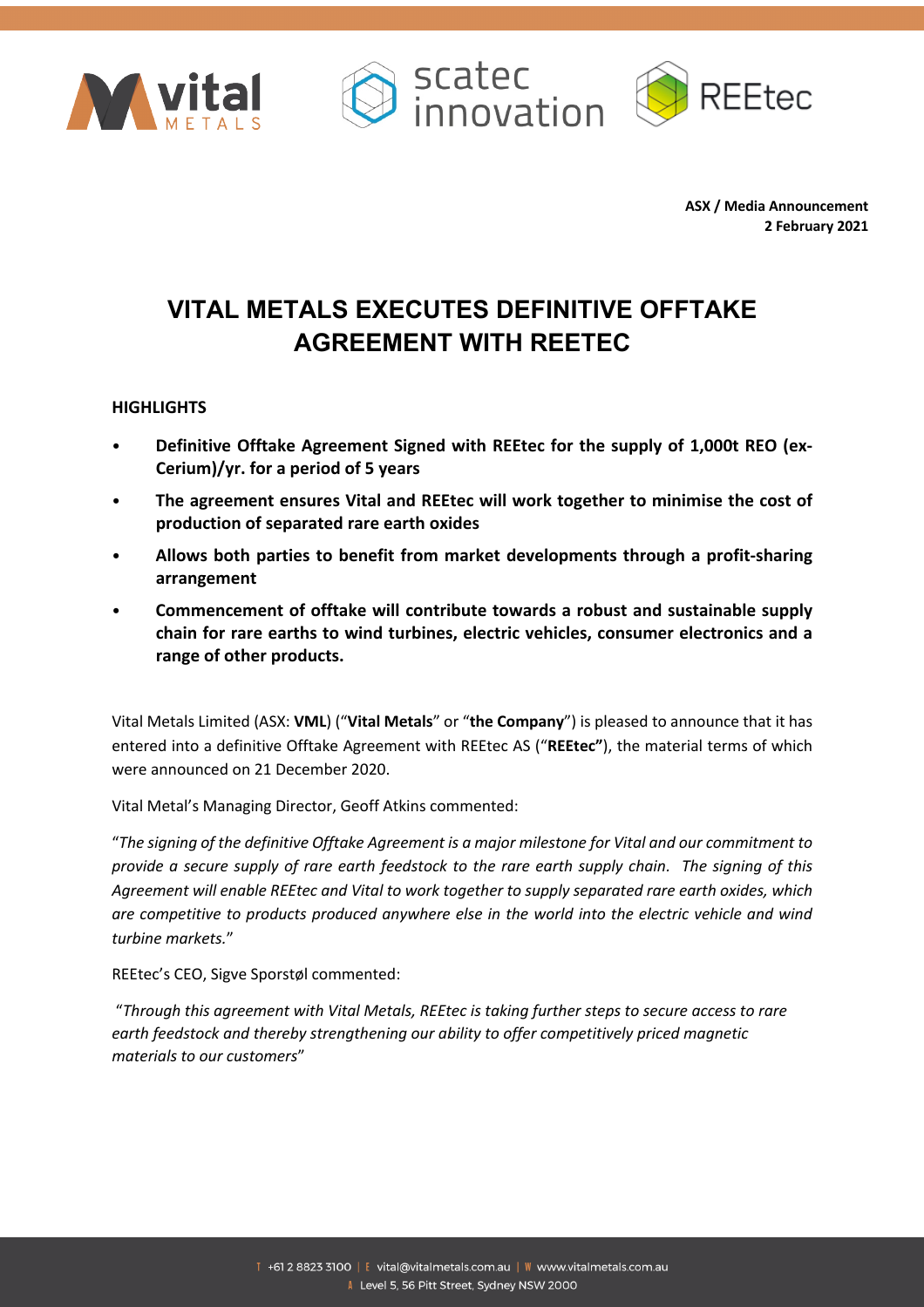**ASX / Media Announcement**
**2 February 2021**

# VITAL METALS EXECUTES DEFINITIVE OFFTAKE AGREEMENT WITH REETEC

**HIGHLIGHTS**

- **Definitive Offtake Agreement Signed with REEtec for the supply of 1,000t REO (ex-Cerium)/yr. for a period of 5 years**
- **The agreement ensures Vital and REEtec will work together to minimise the cost of production of separated rare earth oxides**
- **Allows both parties to benefit from market developments through a profit-sharing arrangement**
- **Commencement of offtake will contribute towards a robust and sustainable supply chain for rare earths to wind turbines, electric vehicles, consumer electronics and a range of other products.**

Vital Metals Limited (ASX: **VML**) ("**Vital Metals**" or "**the Company**") is pleased to announce that it has entered into a definitive Offtake Agreement with REEtec AS ("**REEtec"**), the material terms of which were announced on 21 December 2020.

Vital Metal's Managing Director, Geoff Atkins commented:

"*The signing of the definitive Offtake Agreement is a major milestone for Vital and our commitment to provide a secure supply of rare earth feedstock to the rare earth supply chain. The signing of this Agreement will enable REEtec and Vital to work together to supply separated rare earth oxides, which are competitive to products produced anywhere else in the world into the electric vehicle and wind turbine markets.*"

REEtec's CEO, Sigve Sporstøl commented:

"*Through this agreement with Vital Metals, REEtec is taking further steps to secure access to rare earth feedstock and thereby strengthening our ability to offer competitively priced magnetic materials to our customers*"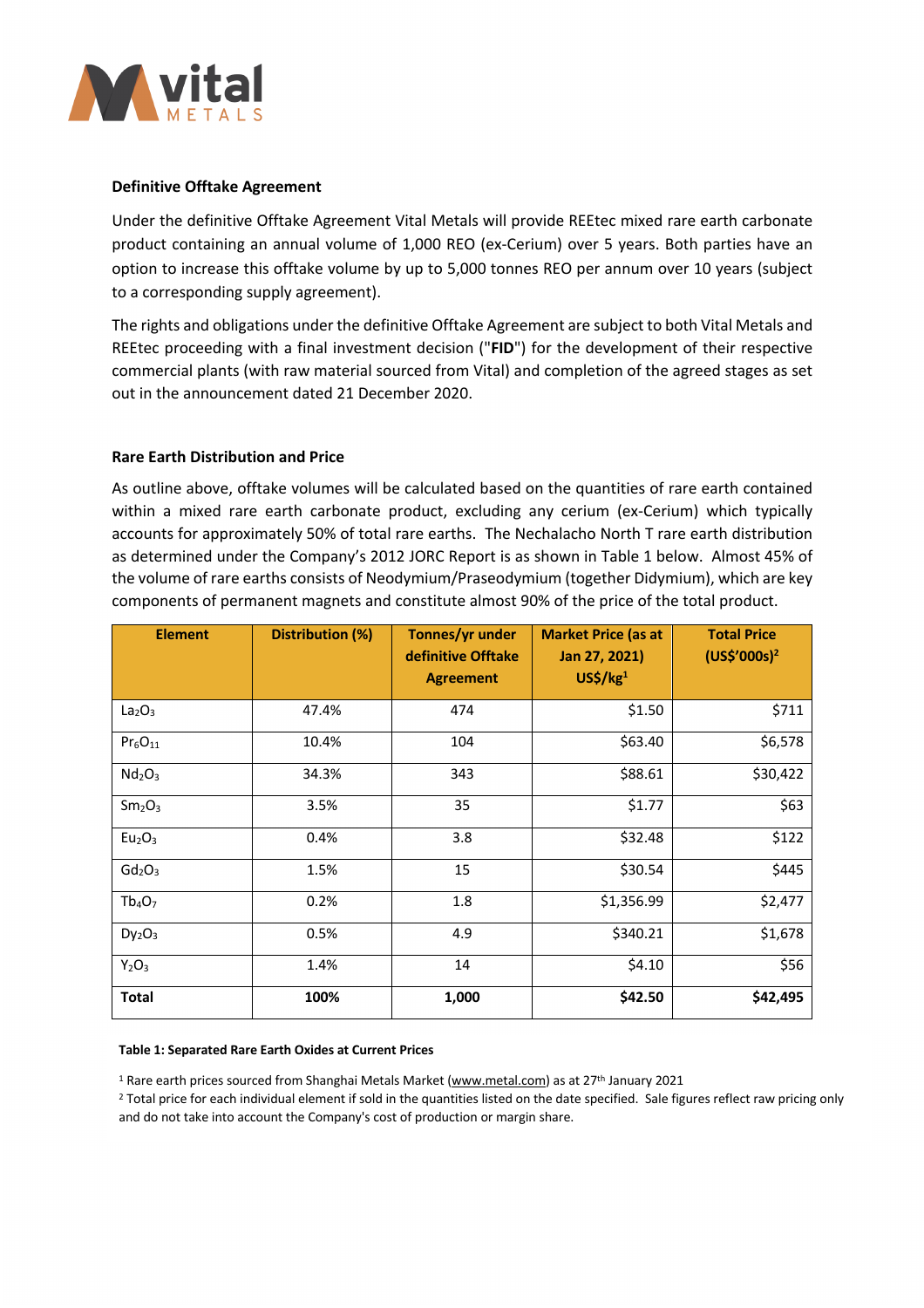### Definitive Offtake Agreement

Under the definitive Offtake Agreement Vital Metals will provide REEtec mixed rare earth carbonate product containing an annual volume of 1,000 REO (ex-Cerium) over 5 years. Both parties have an option to increase this offtake volume by up to 5,000 tonnes REO per annum over 10 years (subject to a corresponding supply agreement).

The rights and obligations under the definitive Offtake Agreement are subject to both Vital Metals and REEtec proceeding with a final investment decision ("**FID**") for the development of their respective commercial plants (with raw material sourced from Vital) and completion of the agreed stages as set out in the announcement dated 21 December 2020.

### Rare Earth Distribution and Price

As outline above, offtake volumes will be calculated based on the quantities of rare earth contained within a mixed rare earth carbonate product, excluding any cerium (ex-Cerium) which typically accounts for approximately 50% of total rare earths. The Nechalacho North T rare earth distribution as determined under the Company's 2012 JORC Report is as shown in Table 1 below. Almost 45% of the volume of rare earths consists of Neodymium/Praseodymium (together Didymium), which are key components of permanent magnets and constitute almost 90% of the price of the total product.

| Element | Distribution (%) | Tonnes/yr under definitive Offtake Agreement | Market Price (as at Jan 27, 2021) US$/kg[1] | Total Price (US$'000s)[2] |
|---|---|---|---|---|
| $La_2O_3$ | 47.4% | 474 | $1.50 | $711 |
| $Pr_6O_{11}$ | 10.4% | 104 | $63.40 | $6,578 |
| $Nd_2O_3$ | 34.3% | 343 | $88.61 | $30,422 |
| $Sm_2O_3$ | 3.5% | 35 | $1.77 | $63 |
| $Eu_2O_3$ | 0.4% | 3.8 | $32.48 | $122 |
| $Gd_2O_3$ | 1.5% | 15 | $30.54 | $445 |
| $Tb_4O_7$ | 0.2% | 1.8 | $1,356.99 | $2,477 |
| $Dy_2O_3$ | 0.5% | 4.9 | $340.21 | $1,678 |
| $Y_2O_3$ | 1.4% | 14 | $4.10 | $56 |
| **Total** | **100%** | **1,000** | **$42.50** | **$42,495** |

**Table 1: Separated Rare Earth Oxides at Current Prices**

[1] Rare earth prices sourced from Shanghai Metals Market (www.metal.com) as at 27th January 2021

[2] Total price for each individual element if sold in the quantities listed on the date specified. Sale figures reflect raw pricing only and do not take into account the Company's cost of production or margin share.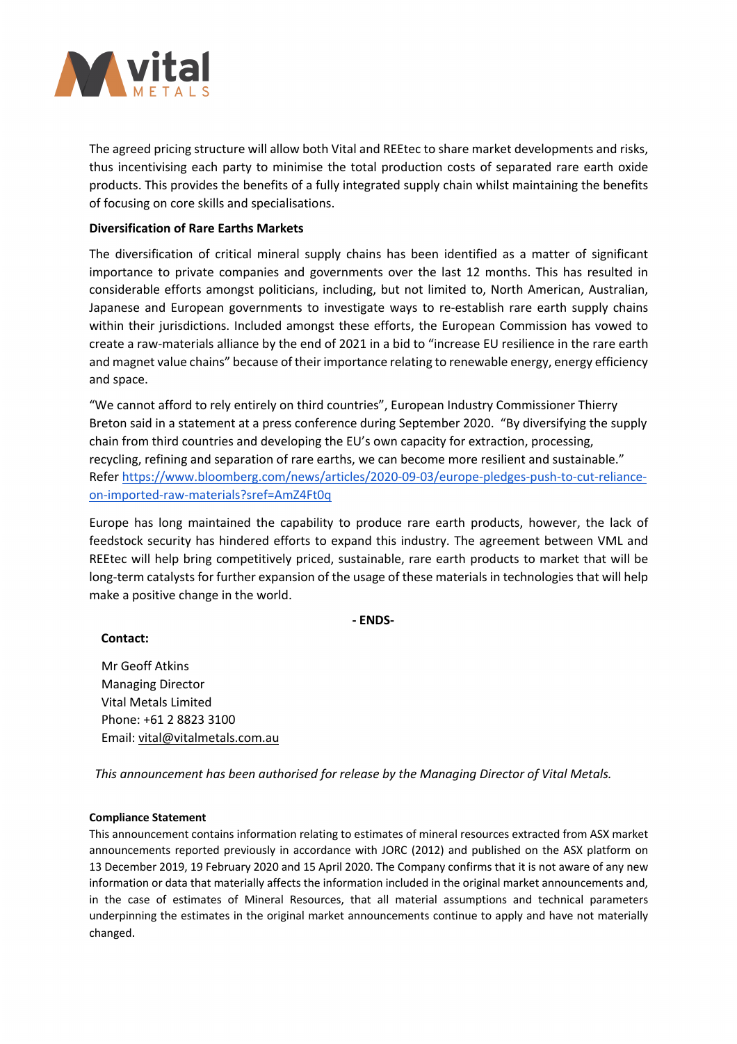The agreed pricing structure will allow both Vital and REEtec to share market developments and risks, thus incentivising each party to minimise the total production costs of separated rare earth oxide products. This provides the benefits of a fully integrated supply chain whilst maintaining the benefits of focusing on core skills and specialisations.

**Diversification of Rare Earths Markets**

The diversification of critical mineral supply chains has been identified as a matter of significant importance to private companies and governments over the last 12 months. This has resulted in considerable efforts amongst politicians, including, but not limited to, North American, Australian, Japanese and European governments to investigate ways to re-establish rare earth supply chains within their jurisdictions. Included amongst these efforts, the European Commission has vowed to create a raw-materials alliance by the end of 2021 in a bid to "increase EU resilience in the rare earth and magnet value chains" because of their importance relating to renewable energy, energy efficiency and space.

"We cannot afford to rely entirely on third countries", European Industry Commissioner Thierry Breton said in a statement at a press conference during September 2020. "By diversifying the supply chain from third countries and developing the EU's own capacity for extraction, processing, recycling, refining and separation of rare earths, we can become more resilient and sustainable." Refer https://www.bloomberg.com/news/articles/2020-09-03/europe-pledges-push-to-cut-reliance-on-imported-raw-materials?sref=AmZ4Ft0q

Europe has long maintained the capability to produce rare earth products, however, the lack of feedstock security has hindered efforts to expand this industry. The agreement between VML and REEtec will help bring competitively priced, sustainable, rare earth products to market that will be long-term catalysts for further expansion of the usage of these materials in technologies that will help make a positive change in the world.

**- ENDS-**

**Contact:**

Mr Geoff Atkins
Managing Director
Vital Metals Limited
Phone: +61 2 8823 3100
Email: vital@vitalmetals.com.au

*This announcement has been authorised for release by the Managing Director of Vital Metals.*

**Compliance Statement**

This announcement contains information relating to estimates of mineral resources extracted from ASX market announcements reported previously in accordance with JORC (2012) and published on the ASX platform on 13 December 2019, 19 February 2020 and 15 April 2020. The Company confirms that it is not aware of any new information or data that materially affects the information included in the original market announcements and, in the case of estimates of Mineral Resources, that all material assumptions and technical parameters underpinning the estimates in the original market announcements continue to apply and have not materially changed.